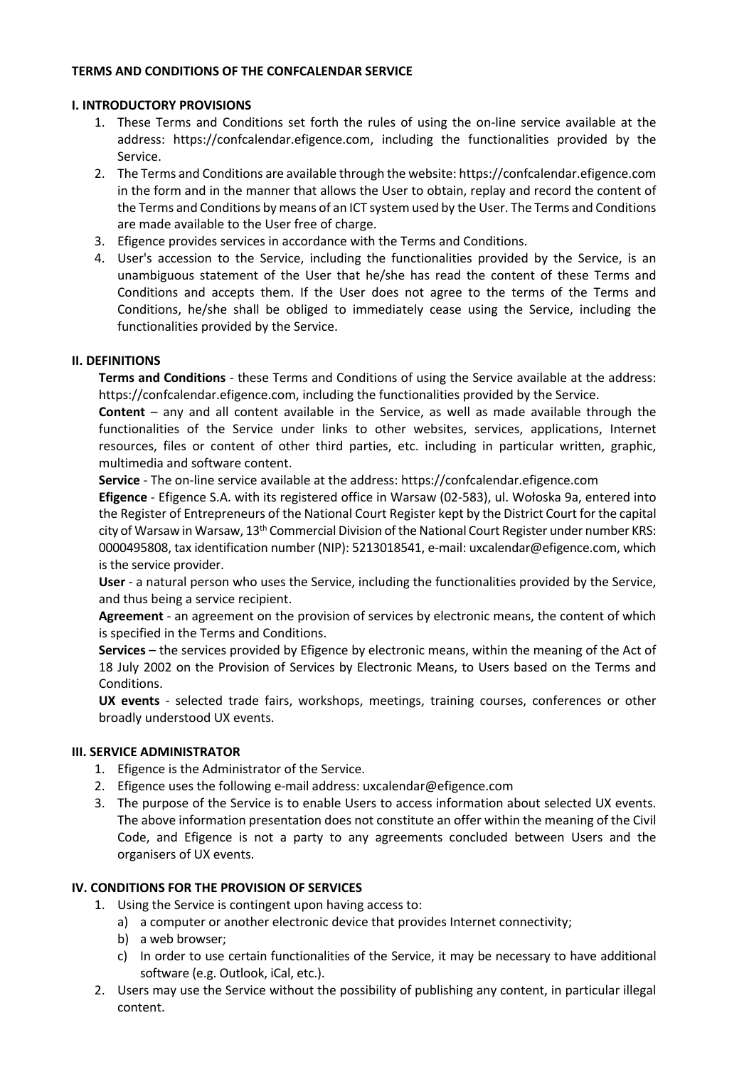# TERMS AND CONDITIONS OF THE CONFCALENDAR SERVICE

## I. INTRODUCTORY PROVISIONS

1. These Terms and Conditions set forth the rules of using the on-line service available at the address: https://confcalendar.efigence.com, including the functionalities provided by the Service.
2. The Terms and Conditions are available through the website: https://confcalendar.efigence.com in the form and in the manner that allows the User to obtain, replay and record the content of the Terms and Conditions by means of an ICT system used by the User. The Terms and Conditions are made available to the User free of charge.
3. Efigence provides services in accordance with the Terms and Conditions.
4. User's accession to the Service, including the functionalities provided by the Service, is an unambiguous statement of the User that he/she has read the content of these Terms and Conditions and accepts them. If the User does not agree to the terms of the Terms and Conditions, he/she shall be obliged to immediately cease using the Service, including the functionalities provided by the Service.

## II. DEFINITIONS

**Terms and Conditions** - these Terms and Conditions of using the Service available at the address: https://confcalendar.efigence.com, including the functionalities provided by the Service.

**Content** – any and all content available in the Service, as well as made available through the functionalities of the Service under links to other websites, services, applications, Internet resources, files or content of other third parties, etc. including in particular written, graphic, multimedia and software content.

**Service** - The on-line service available at the address: https://confcalendar.efigence.com

**Efigence** - Efigence S.A. with its registered office in Warsaw (02-583), ul. Wołoska 9a, entered into the Register of Entrepreneurs of the National Court Register kept by the District Court for the capital city of Warsaw in Warsaw, 13th Commercial Division of the National Court Register under number KRS: 0000495808, tax identification number (NIP): 5213018541, e-mail: uxcalendar@efigence.com, which is the service provider.

**User** - a natural person who uses the Service, including the functionalities provided by the Service, and thus being a service recipient.

**Agreement** - an agreement on the provision of services by electronic means, the content of which is specified in the Terms and Conditions.

**Services** – the services provided by Efigence by electronic means, within the meaning of the Act of 18 July 2002 on the Provision of Services by Electronic Means, to Users based on the Terms and Conditions.

**UX events** - selected trade fairs, workshops, meetings, training courses, conferences or other broadly understood UX events.

## III. SERVICE ADMINISTRATOR

1. Efigence is the Administrator of the Service.
2. Efigence uses the following e-mail address: uxcalendar@efigence.com
3. The purpose of the Service is to enable Users to access information about selected UX events. The above information presentation does not constitute an offer within the meaning of the Civil Code, and Efigence is not a party to any agreements concluded between Users and the organisers of UX events.

## IV. CONDITIONS FOR THE PROVISION OF SERVICES

1. Using the Service is contingent upon having access to:
   a) a computer or another electronic device that provides Internet connectivity;
   b) a web browser;
   c) In order to use certain functionalities of the Service, it may be necessary to have additional software (e.g. Outlook, iCal, etc.).
2. Users may use the Service without the possibility of publishing any content, in particular illegal content.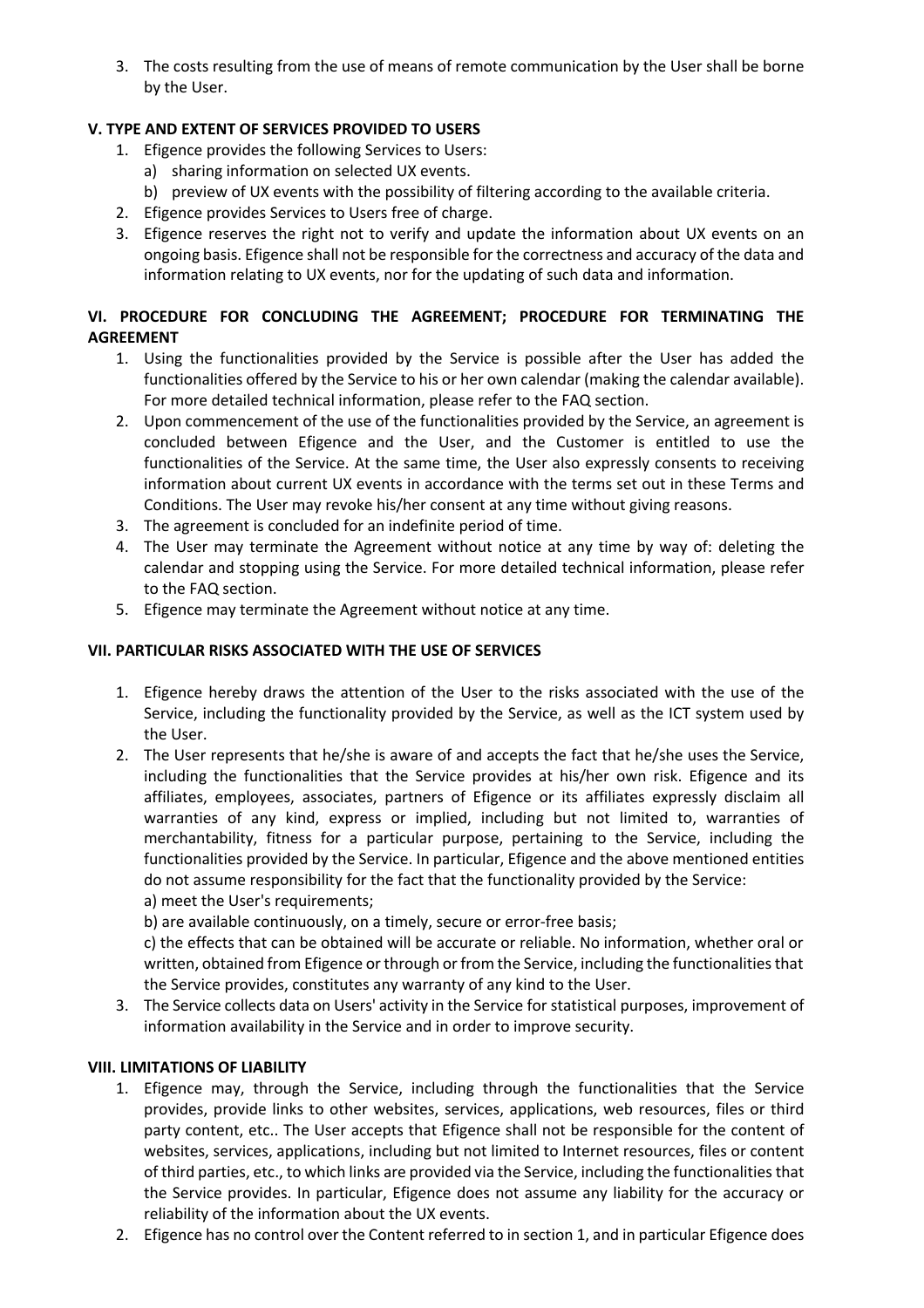3. The costs resulting from the use of means of remote communication by the User shall be borne by the User.

## V. TYPE AND EXTENT OF SERVICES PROVIDED TO USERS

1. Efigence provides the following Services to Users:
   a) sharing information on selected UX events.
   b) preview of UX events with the possibility of filtering according to the available criteria.
2. Efigence provides Services to Users free of charge.
3. Efigence reserves the right not to verify and update the information about UX events on an ongoing basis. Efigence shall not be responsible for the correctness and accuracy of the data and information relating to UX events, nor for the updating of such data and information.

## VI. PROCEDURE FOR CONCLUDING THE AGREEMENT; PROCEDURE FOR TERMINATING THE AGREEMENT

1. Using the functionalities provided by the Service is possible after the User has added the functionalities offered by the Service to his or her own calendar (making the calendar available). For more detailed technical information, please refer to the FAQ section.
2. Upon commencement of the use of the functionalities provided by the Service, an agreement is concluded between Efigence and the User, and the Customer is entitled to use the functionalities of the Service. At the same time, the User also expressly consents to receiving information about current UX events in accordance with the terms set out in these Terms and Conditions. The User may revoke his/her consent at any time without giving reasons.
3. The agreement is concluded for an indefinite period of time.
4. The User may terminate the Agreement without notice at any time by way of: deleting the calendar and stopping using the Service. For more detailed technical information, please refer to the FAQ section.
5. Efigence may terminate the Agreement without notice at any time.

## VII. PARTICULAR RISKS ASSOCIATED WITH THE USE OF SERVICES

1. Efigence hereby draws the attention of the User to the risks associated with the use of the Service, including the functionality provided by the Service, as well as the ICT system used by the User.
2. The User represents that he/she is aware of and accepts the fact that he/she uses the Service, including the functionalities that the Service provides at his/her own risk. Efigence and its affiliates, employees, associates, partners of Efigence or its affiliates expressly disclaim all warranties of any kind, express or implied, including but not limited to, warranties of merchantability, fitness for a particular purpose, pertaining to the Service, including the functionalities provided by the Service. In particular, Efigence and the above mentioned entities do not assume responsibility for the fact that the functionality provided by the Service:
   a) meet the User's requirements;
   b) are available continuously, on a timely, secure or error-free basis;
   c) the effects that can be obtained will be accurate or reliable. No information, whether oral or written, obtained from Efigence or through or from the Service, including the functionalities that the Service provides, constitutes any warranty of any kind to the User.
3. The Service collects data on Users' activity in the Service for statistical purposes, improvement of information availability in the Service and in order to improve security.

## VIII. LIMITATIONS OF LIABILITY

1. Efigence may, through the Service, including through the functionalities that the Service provides, provide links to other websites, services, applications, web resources, files or third party content, etc.. The User accepts that Efigence shall not be responsible for the content of websites, services, applications, including but not limited to Internet resources, files or content of third parties, etc., to which links are provided via the Service, including the functionalities that the Service provides. In particular, Efigence does not assume any liability for the accuracy or reliability of the information about the UX events.
2. Efigence has no control over the Content referred to in section 1, and in particular Efigence does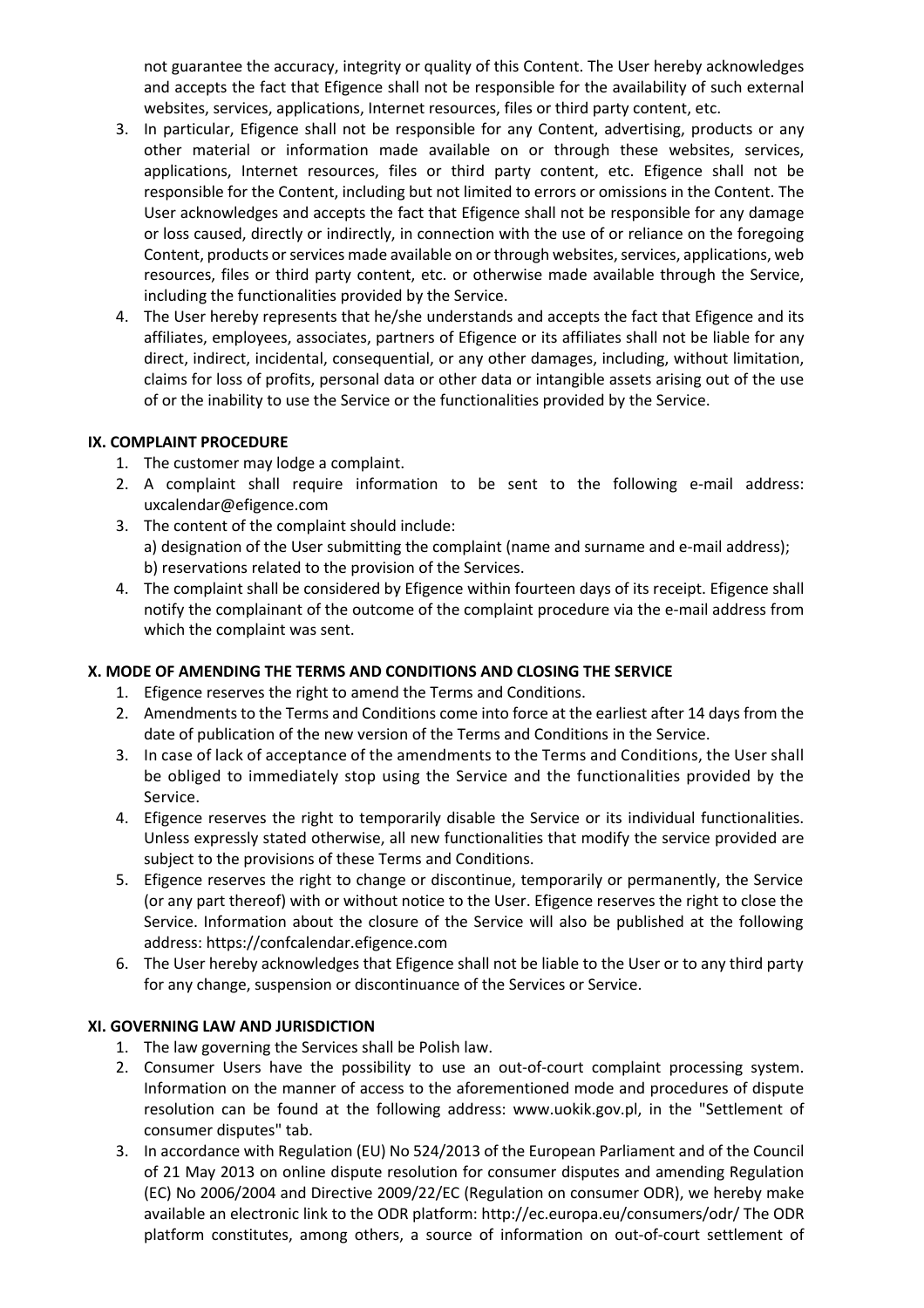not guarantee the accuracy, integrity or quality of this Content. The User hereby acknowledges and accepts the fact that Efigence shall not be responsible for the availability of such external websites, services, applications, Internet resources, files or third party content, etc.

3. In particular, Efigence shall not be responsible for any Content, advertising, products or any other material or information made available on or through these websites, services, applications, Internet resources, files or third party content, etc. Efigence shall not be responsible for the Content, including but not limited to errors or omissions in the Content. The User acknowledges and accepts the fact that Efigence shall not be responsible for any damage or loss caused, directly or indirectly, in connection with the use of or reliance on the foregoing Content, products or services made available on or through websites, services, applications, web resources, files or third party content, etc. or otherwise made available through the Service, including the functionalities provided by the Service.
4. The User hereby represents that he/she understands and accepts the fact that Efigence and its affiliates, employees, associates, partners of Efigence or its affiliates shall not be liable for any direct, indirect, incidental, consequential, or any other damages, including, without limitation, claims for loss of profits, personal data or other data or intangible assets arising out of the use of or the inability to use the Service or the functionalities provided by the Service.

**IX. COMPLAINT PROCEDURE**

1. The customer may lodge a complaint.
2. A complaint shall require information to be sent to the following e-mail address: uxcalendar@efigence.com
3. The content of the complaint should include:
   a) designation of the User submitting the complaint (name and surname and e-mail address);
   b) reservations related to the provision of the Services.
4. The complaint shall be considered by Efigence within fourteen days of its receipt. Efigence shall notify the complainant of the outcome of the complaint procedure via the e-mail address from which the complaint was sent.

**X. MODE OF AMENDING THE TERMS AND CONDITIONS AND CLOSING THE SERVICE**

1. Efigence reserves the right to amend the Terms and Conditions.
2. Amendments to the Terms and Conditions come into force at the earliest after 14 days from the date of publication of the new version of the Terms and Conditions in the Service.
3. In case of lack of acceptance of the amendments to the Terms and Conditions, the User shall be obliged to immediately stop using the Service and the functionalities provided by the Service.
4. Efigence reserves the right to temporarily disable the Service or its individual functionalities. Unless expressly stated otherwise, all new functionalities that modify the service provided are subject to the provisions of these Terms and Conditions.
5. Efigence reserves the right to change or discontinue, temporarily or permanently, the Service (or any part thereof) with or without notice to the User. Efigence reserves the right to close the Service. Information about the closure of the Service will also be published at the following address: https://confcalendar.efigence.com
6. The User hereby acknowledges that Efigence shall not be liable to the User or to any third party for any change, suspension or discontinuance of the Services or Service.

**XI. GOVERNING LAW AND JURISDICTION**

1. The law governing the Services shall be Polish law.
2. Consumer Users have the possibility to use an out-of-court complaint processing system. Information on the manner of access to the aforementioned mode and procedures of dispute resolution can be found at the following address: www.uokik.gov.pl, in the "Settlement of consumer disputes" tab.
3. In accordance with Regulation (EU) No 524/2013 of the European Parliament and of the Council of 21 May 2013 on online dispute resolution for consumer disputes and amending Regulation (EC) No 2006/2004 and Directive 2009/22/EC (Regulation on consumer ODR), we hereby make available an electronic link to the ODR platform: http://ec.europa.eu/consumers/odr/ The ODR platform constitutes, among others, a source of information on out-of-court settlement of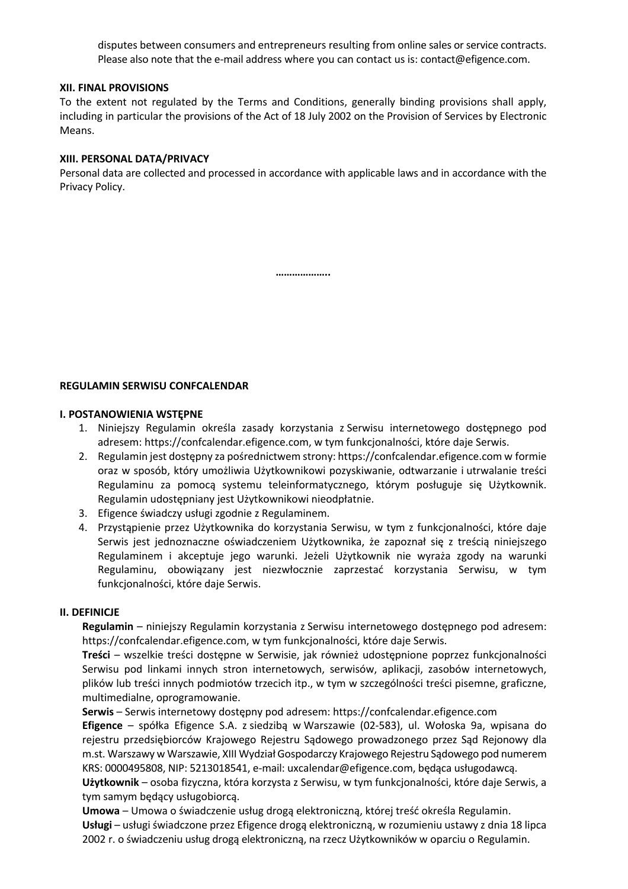disputes between consumers and entrepreneurs resulting from online sales or service contracts. Please also note that the e-mail address where you can contact us is: contact@efigence.com.

**XII. FINAL PROVISIONS**

To the extent not regulated by the Terms and Conditions, generally binding provisions shall apply, including in particular the provisions of the Act of 18 July 2002 on the Provision of Services by Electronic Means.

**XIII. PERSONAL DATA/PRIVACY**

Personal data are collected and processed in accordance with applicable laws and in accordance with the Privacy Policy.

**………………..**

**REGULAMIN SERWISU CONFCALENDAR**

**I. POSTANOWIENIA WSTĘPNE**

1. Niniejszy Regulamin określa zasady korzystania z Serwisu internetowego dostępnego pod adresem: https://confcalendar.efigence.com, w tym funkcjonalności, które daje Serwis.
2. Regulamin jest dostępny za pośrednictwem strony: https://confcalendar.efigence.com w formie oraz w sposób, który umożliwia Użytkownikowi pozyskiwanie, odtwarzanie i utrwalanie treści Regulaminu za pomocą systemu teleinformatycznego, którym posługuje się Użytkownik. Regulamin udostępniany jest Użytkownikowi nieodpłatnie.
3. Efigence świadczy usługi zgodnie z Regulaminem.
4. Przystąpienie przez Użytkownika do korzystania Serwisu, w tym z funkcjonalności, które daje Serwis jest jednoznaczne oświadczeniem Użytkownika, że zapoznał się z treścią niniejszego Regulaminem i akceptuje jego warunki. Jeżeli Użytkownik nie wyraża zgody na warunki Regulaminu, obowiązany jest niezwłocznie zaprzestać korzystania Serwisu, w tym funkcjonalności, które daje Serwis.

**II. DEFINICJE**

**Regulamin** – niniejszy Regulamin korzystania z Serwisu internetowego dostępnego pod adresem: https://confcalendar.efigence.com, w tym funkcjonalności, które daje Serwis.

**Treści** – wszelkie treści dostępne w Serwisie, jak również udostępnione poprzez funkcjonalności Serwisu pod linkami innych stron internetowych, serwisów, aplikacji, zasobów internetowych, plików lub treści innych podmiotów trzecich itp., w tym w szczególności treści pisemne, graficzne, multimedialne, oprogramowanie.

**Serwis** – Serwis internetowy dostępny pod adresem: https://confcalendar.efigence.com

**Efigence** – spółka Efigence S.A. z siedzibą w Warszawie (02-583), ul. Wołoska 9a, wpisana do rejestru przedsiębiorców Krajowego Rejestru Sądowego prowadzonego przez Sąd Rejonowy dla m.st. Warszawy w Warszawie, XIII Wydział Gospodarczy Krajowego Rejestru Sądowego pod numerem KRS: 0000495808, NIP: 5213018541, e-mail: uxcalendar@efigence.com, będąca usługodawcą.

**Użytkownik** – osoba fizyczna, która korzysta z Serwisu, w tym funkcjonalności, które daje Serwis, a tym samym będący usługobiorcą.

**Umowa** – Umowa o świadczenie usług drogą elektroniczną, której treść określa Regulamin.

**Usługi** – usługi świadczone przez Efigence drogą elektroniczną, w rozumieniu ustawy z dnia 18 lipca 2002 r. o świadczeniu usług drogą elektroniczną, na rzecz Użytkowników w oparciu o Regulamin.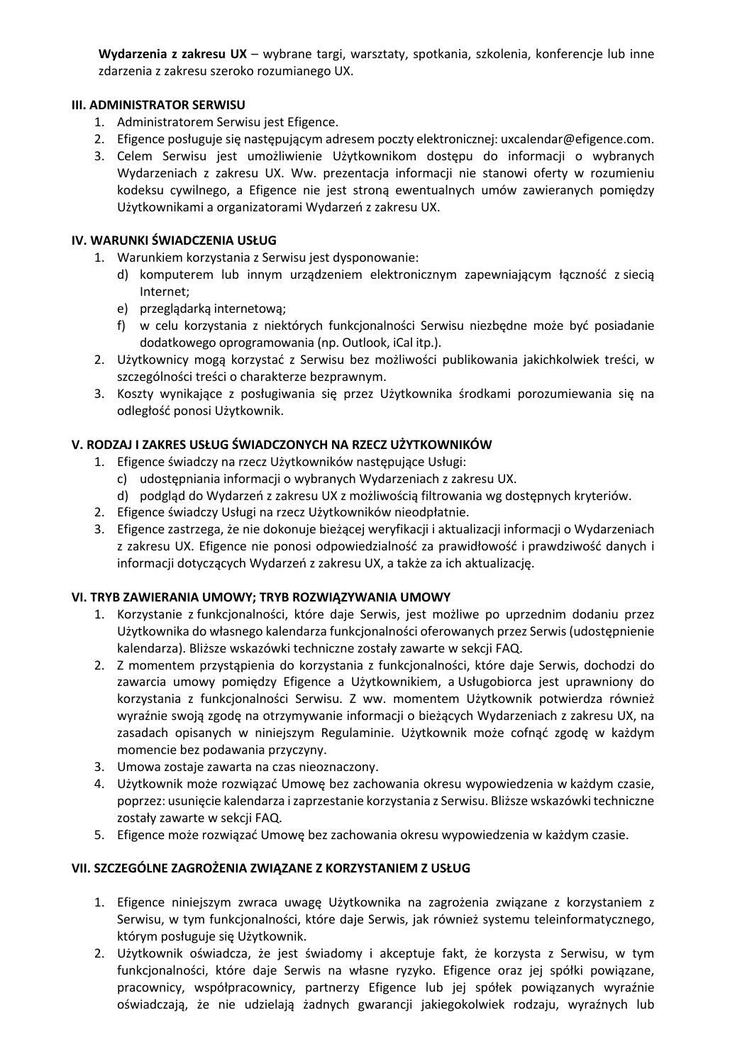**Wydarzenia z zakresu UX** – wybrane targi, warsztaty, spotkania, szkolenia, konferencje lub inne zdarzenia z zakresu szeroko rozumianego UX.

**III. ADMINISTRATOR SERWISU**

1. Administratorem Serwisu jest Efigence.
2. Efigence posługuje się następującym adresem poczty elektronicznej: uxcalendar@efigence.com.
3. Celem Serwisu jest umożliwienie Użytkownikom dostępu do informacji o wybranych Wydarzeniach z zakresu UX. Ww. prezentacja informacji nie stanowi oferty w rozumieniu kodeksu cywilnego, a Efigence nie jest stroną ewentualnych umów zawieranych pomiędzy Użytkownikami a organizatorami Wydarzeń z zakresu UX.

**IV. WARUNKI ŚWIADCZENIA USŁUG**

1. Warunkiem korzystania z Serwisu jest dysponowanie:
   d) komputerem lub innym urządzeniem elektronicznym zapewniającym łączność z siecią Internet;
   e) przeglądarką internetową;
   f) w celu korzystania z niektórych funkcjonalności Serwisu niezbędne może być posiadanie dodatkowego oprogramowania (np. Outlook, iCal itp.).
2. Użytkownicy mogą korzystać z Serwisu bez możliwości publikowania jakichkolwiek treści, w szczególności treści o charakterze bezprawnym.
3. Koszty wynikające z posługiwania się przez Użytkownika środkami porozumiewania się na odległość ponosi Użytkownik.

**V. RODZAJ I ZAKRES USŁUG ŚWIADCZONYCH NA RZECZ UŻYTKOWNIKÓW**

1. Efigence świadczy na rzecz Użytkowników następujące Usługi:
   c) udostępniania informacji o wybranych Wydarzeniach z zakresu UX.
   d) podgląd do Wydarzeń z zakresu UX z możliwością filtrowania wg dostępnych kryteriów.
2. Efigence świadczy Usługi na rzecz Użytkowników nieodpłatnie.
3. Efigence zastrzega, że nie dokonuje bieżącej weryfikacji i aktualizacji informacji o Wydarzeniach z zakresu UX. Efigence nie ponosi odpowiedzialność za prawidłowość i prawdziwość danych i informacji dotyczących Wydarzeń z zakresu UX, a także za ich aktualizację.

**VI. TRYB ZAWIERANIA UMOWY; TRYB ROZWIĄZYWANIA UMOWY**

1. Korzystanie z funkcjonalności, które daje Serwis, jest możliwe po uprzednim dodaniu przez Użytkownika do własnego kalendarza funkcjonalności oferowanych przez Serwis (udostępnienie kalendarza). Bliższe wskazówki techniczne zostały zawarte w sekcji FAQ.
2. Z momentem przystąpienia do korzystania z funkcjonalności, które daje Serwis, dochodzi do zawarcia umowy pomiędzy Efigence a Użytkownikiem, a Usługobiorca jest uprawniony do korzystania z funkcjonalności Serwisu. Z ww. momentem Użytkownik potwierdza również wyraźnie swoją zgodę na otrzymywanie informacji o bieżących Wydarzeniach z zakresu UX, na zasadach opisanych w niniejszym Regulaminie. Użytkownik może cofnąć zgodę w każdym momencie bez podawania przyczyny.
3. Umowa zostaje zawarta na czas nieoznaczony.
4. Użytkownik może rozwiązać Umowę bez zachowania okresu wypowiedzenia w każdym czasie, poprzez: usunięcie kalendarza i zaprzestanie korzystania z Serwisu. Bliższe wskazówki techniczne zostały zawarte w sekcji FAQ.
5. Efigence może rozwiązać Umowę bez zachowania okresu wypowiedzenia w każdym czasie.

**VII. SZCZEGÓLNE ZAGROŻENIA ZWIĄZANE Z KORZYSTANIEM Z USŁUG**

1. Efigence niniejszym zwraca uwagę Użytkownika na zagrożenia związane z korzystaniem z Serwisu, w tym funkcjonalności, które daje Serwis, jak również systemu teleinformatycznego, którym posługuje się Użytkownik.
2. Użytkownik oświadcza, że jest świadomy i akceptuje fakt, że korzysta z Serwisu, w tym funkcjonalności, które daje Serwis na własne ryzyko. Efigence oraz jej spółki powiązane, pracownicy, współpracownicy, partnerzy Efigence lub jej spółek powiązanych wyraźnie oświadczają, że nie udzielają żadnych gwarancji jakiegokolwiek rodzaju, wyraźnych lub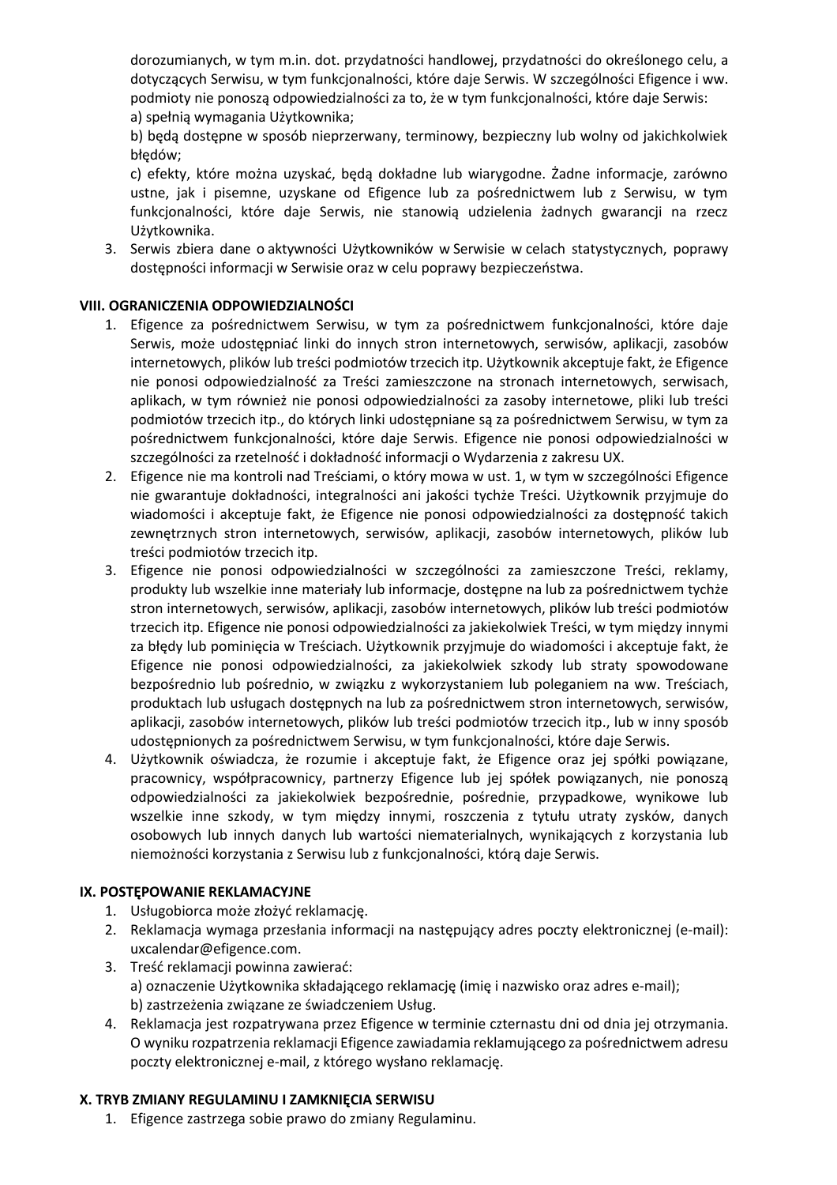dorozumianych, w tym m.in. dot. przydatności handlowej, przydatności do określonego celu, a dotyczących Serwisu, w tym funkcjonalności, które daje Serwis. W szczególności Efigence i ww. podmioty nie ponoszą odpowiedzialności za to, że w tym funkcjonalności, które daje Serwis:

a) spełnią wymagania Użytkownika;

b) będą dostępne w sposób nieprzerwany, terminowy, bezpieczny lub wolny od jakichkolwiek błędów;

c) efekty, które można uzyskać, będą dokładne lub wiarygodne. Żadne informacje, zarówno ustne, jak i pisemne, uzyskane od Efigence lub za pośrednictwem lub z Serwisu, w tym funkcjonalności, które daje Serwis, nie stanowią udzielenia żadnych gwarancji na rzecz Użytkownika.

3. Serwis zbiera dane o aktywności Użytkowników w Serwisie w celach statystycznych, poprawy dostępności informacji w Serwisie oraz w celu poprawy bezpieczeństwa.

**VIII. OGRANICZENIA ODPOWIEDZIALNOŚCI**

1. Efigence za pośrednictwem Serwisu, w tym za pośrednictwem funkcjonalności, które daje Serwis, może udostępniać linki do innych stron internetowych, serwisów, aplikacji, zasobów internetowych, plików lub treści podmiotów trzecich itp. Użytkownik akceptuje fakt, że Efigence nie ponosi odpowiedzialność za Treści zamieszczone na stronach internetowych, serwisach, aplikach, w tym również nie ponosi odpowiedzialności za zasoby internetowe, pliki lub treści podmiotów trzecich itp., do których linki udostępniane są za pośrednictwem Serwisu, w tym za pośrednictwem funkcjonalności, które daje Serwis. Efigence nie ponosi odpowiedzialności w szczególności za rzetelność i dokładność informacji o Wydarzenia z zakresu UX.
2. Efigence nie ma kontroli nad Treściami, o który mowa w ust. 1, w tym w szczególności Efigence nie gwarantuje dokładności, integralności ani jakości tychże Treści. Użytkownik przyjmuje do wiadomości i akceptuje fakt, że Efigence nie ponosi odpowiedzialności za dostępność takich zewnętrznych stron internetowych, serwisów, aplikacji, zasobów internetowych, plików lub treści podmiotów trzecich itp.
3. Efigence nie ponosi odpowiedzialności w szczególności za zamieszczone Treści, reklamy, produkty lub wszelkie inne materiały lub informacje, dostępne na lub za pośrednictwem tychże stron internetowych, serwisów, aplikacji, zasobów internetowych, plików lub treści podmiotów trzecich itp. Efigence nie ponosi odpowiedzialności za jakiekolwiek Treści, w tym między innymi za błędy lub pominięcia w Treściach. Użytkownik przyjmuje do wiadomości i akceptuje fakt, że Efigence nie ponosi odpowiedzialności, za jakiekolwiek szkody lub straty spowodowane bezpośrednio lub pośrednio, w związku z wykorzystaniem lub poleganiem na ww. Treściach, produktach lub usługach dostępnych na lub za pośrednictwem stron internetowych, serwisów, aplikacji, zasobów internetowych, plików lub treści podmiotów trzecich itp., lub w inny sposób udostępnionych za pośrednictwem Serwisu, w tym funkcjonalności, które daje Serwis.
4. Użytkownik oświadcza, że rozumie i akceptuje fakt, że Efigence oraz jej spółki powiązane, pracownicy, współpracownicy, partnerzy Efigence lub jej spółek powiązanych, nie ponoszą odpowiedzialności za jakiekolwiek bezpośrednie, pośrednie, przypadkowe, wynikowe lub wszelkie inne szkody, w tym między innymi, roszczenia z tytułu utraty zysków, danych osobowych lub innych danych lub wartości niematerialnych, wynikających z korzystania lub niemożności korzystania z Serwisu lub z funkcjonalności, którą daje Serwis.

**IX. POSTĘPOWANIE REKLAMACYJNE**

1. Usługobiorca może złożyć reklamację.
2. Reklamacja wymaga przesłania informacji na następujący adres poczty elektronicznej (e-mail): uxcalendar@efigence.com.
3. Treść reklamacji powinna zawierać:
   a) oznaczenie Użytkownika składającego reklamację (imię i nazwisko oraz adres e-mail);
   b) zastrzeżenia związane ze świadczeniem Usług.
4. Reklamacja jest rozpatrywana przez Efigence w terminie czternastu dni od dnia jej otrzymania. O wyniku rozpatrzenia reklamacji Efigence zawiadamia reklamującego za pośrednictwem adresu poczty elektronicznej e-mail, z którego wysłano reklamację.

**X. TRYB ZMIANY REGULAMINU I ZAMKNIĘCIA SERWISU**

1. Efigence zastrzega sobie prawo do zmiany Regulaminu.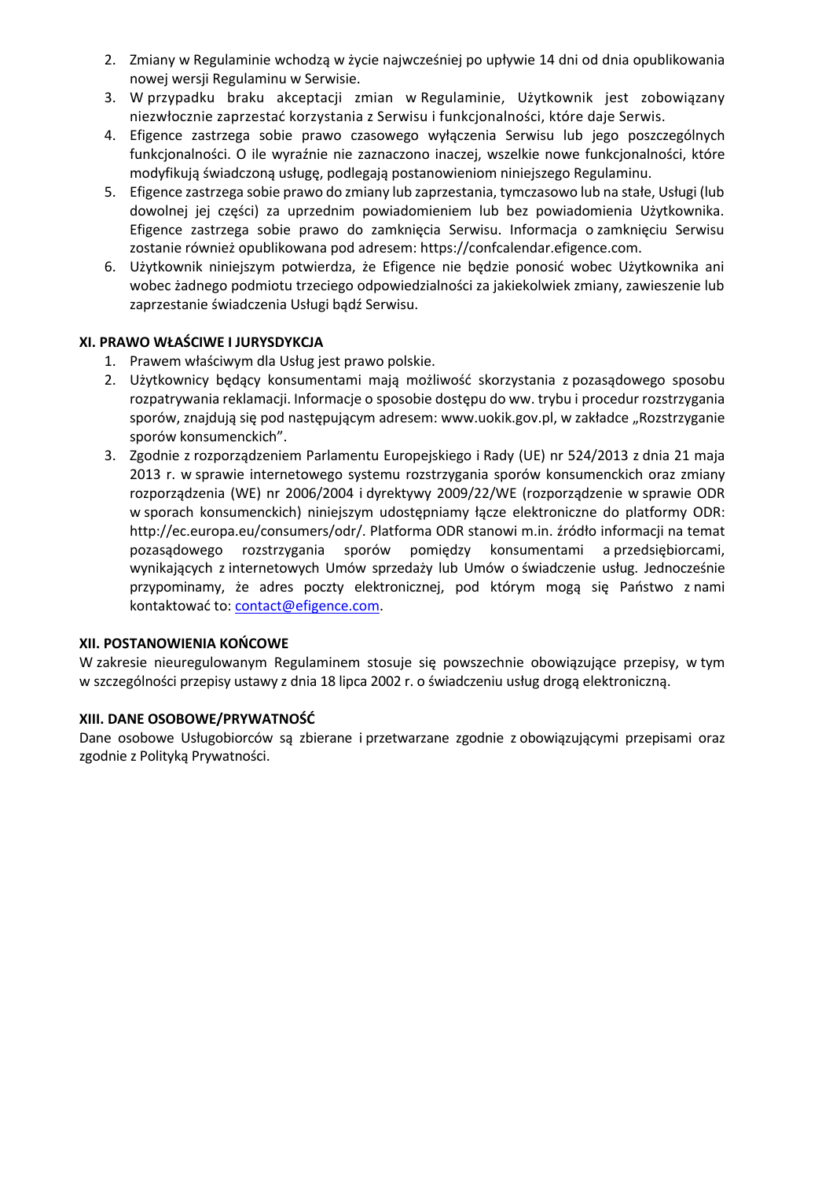2. Zmiany w Regulaminie wchodzą w życie najwcześniej po upływie 14 dni od dnia opublikowania nowej wersji Regulaminu w Serwisie.
3. W przypadku braku akceptacji zmian w Regulaminie, Użytkownik jest zobowiązany niezwłocznie zaprzestać korzystania z Serwisu i funkcjonalności, które daje Serwis.
4. Efigence zastrzega sobie prawo czasowego wyłączenia Serwisu lub jego poszczególnych funkcjonalności. O ile wyraźnie nie zaznaczono inaczej, wszelkie nowe funkcjonalności, które modyfikują świadczoną usługę, podlegają postanowieniom niniejszego Regulaminu.
5. Efigence zastrzega sobie prawo do zmiany lub zaprzestania, tymczasowo lub na stałe, Usługi (lub dowolnej jej części) za uprzednim powiadomieniem lub bez powiadomienia Użytkownika. Efigence zastrzega sobie prawo do zamknięcia Serwisu. Informacja o zamknięciu Serwisu zostanie również opublikowana pod adresem: https://confcalendar.efigence.com.
6. Użytkownik niniejszym potwierdza, że Efigence nie będzie ponosić wobec Użytkownika ani wobec żadnego podmiotu trzeciego odpowiedzialności za jakiekolwiek zmiany, zawieszenie lub zaprzestanie świadczenia Usługi bądź Serwisu.

**XI. PRAWO WŁAŚCIWE I JURYSDYKCJA**

1. Prawem właściwym dla Usług jest prawo polskie.
2. Użytkownicy będący konsumentami mają możliwość skorzystania z pozasądowego sposobu rozpatrywania reklamacji. Informacje o sposobie dostępu do ww. trybu i procedur rozstrzygania sporów, znajdują się pod następującym adresem: www.uokik.gov.pl, w zakładce „Rozstrzyganie sporów konsumenckich".
3. Zgodnie z rozporządzeniem Parlamentu Europejskiego i Rady (UE) nr 524/2013 z dnia 21 maja 2013 r. w sprawie internetowego systemu rozstrzygania sporów konsumenckich oraz zmiany rozporządzenia (WE) nr 2006/2004 i dyrektywy 2009/22/WE (rozporządzenie w sprawie ODR w sporach konsumenckich) niniejszym udostępniamy łącze elektroniczne do platformy ODR: http://ec.europa.eu/consumers/odr/. Platforma ODR stanowi m.in. źródło informacji na temat pozasądowego rozstrzygania sporów pomiędzy konsumentami a przedsiębiorcami, wynikających z internetowych Umów sprzedaży lub Umów o świadczenie usług. Jednocześnie przypominamy, że adres poczty elektronicznej, pod którym mogą się Państwo z nami kontaktować to: contact@efigence.com.

**XII. POSTANOWIENIA KOŃCOWE**

W zakresie nieuregulowanym Regulaminem stosuje się powszechnie obowiązujące przepisy, w tym w szczególności przepisy ustawy z dnia 18 lipca 2002 r. o świadczeniu usług drogą elektroniczną.

**XIII. DANE OSOBOWE/PRYWATNOŚĆ**

Dane osobowe Usługobiorców są zbierane i przetwarzane zgodnie z obowiązującymi przepisami oraz zgodnie z Polityką Prywatności.